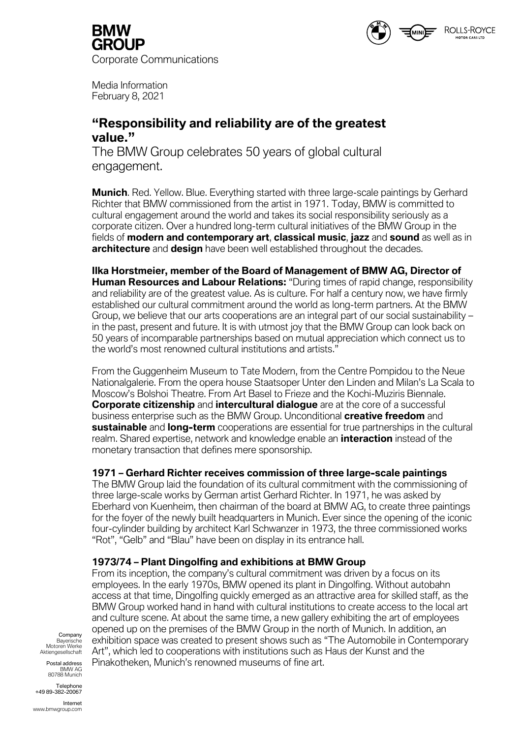BMW GROUP

Corporate Communications

Media Information
February 8, 2021

# "Responsibility and reliability are of the greatest value."

The BMW Group celebrates 50 years of global cultural engagement.

**Munich**. Red. Yellow. Blue. Everything started with three large-scale paintings by Gerhard Richter that BMW commissioned from the artist in 1971. Today, BMW is committed to cultural engagement around the world and takes its social responsibility seriously as a corporate citizen. Over a hundred long-term cultural initiatives of the BMW Group in the fields of **modern and contemporary art**, **classical music**, **jazz** and **sound** as well as in **architecture** and **design** have been well established throughout the decades.

**Ilka Horstmeier, member of the Board of Management of BMW AG, Director of Human Resources and Labour Relations:** "During times of rapid change, responsibility and reliability are of the greatest value. As is culture. For half a century now, we have firmly established our cultural commitment around the world as long-term partners. At the BMW Group, we believe that our arts cooperations are an integral part of our social sustainability – in the past, present and future. It is with utmost joy that the BMW Group can look back on 50 years of incomparable partnerships based on mutual appreciation which connect us to the world's most renowned cultural institutions and artists."

From the Guggenheim Museum to Tate Modern, from the Centre Pompidou to the Neue Nationalgalerie. From the opera house Staatsoper Unter den Linden and Milan's La Scala to Moscow's Bolshoi Theatre. From Art Basel to Frieze and the Kochi-Muziris Biennale. **Corporate citizenship** and **intercultural dialogue** are at the core of a successful business enterprise such as the BMW Group. Unconditional **creative freedom** and **sustainable** and **long-term** cooperations are essential for true partnerships in the cultural realm. Shared expertise, network and knowledge enable an **interaction** instead of the monetary transaction that defines mere sponsorship.

### 1971 – Gerhard Richter receives commission of three large-scale paintings

The BMW Group laid the foundation of its cultural commitment with the commissioning of three large-scale works by German artist Gerhard Richter. In 1971, he was asked by Eberhard von Kuenheim, then chairman of the board at BMW AG, to create three paintings for the foyer of the newly built headquarters in Munich. Ever since the opening of the iconic four-cylinder building by architect Karl Schwanzer in 1973, the three commissioned works "Rot", "Gelb" and "Blau" have been on display in its entrance hall.

### 1973/74 – Plant Dingolfing and exhibitions at BMW Group

From its inception, the company's cultural commitment was driven by a focus on its employees. In the early 1970s, BMW opened its plant in Dingolfing. Without autobahn access at that time, Dingolfing quickly emerged as an attractive area for skilled staff, as the BMW Group worked hand in hand with cultural institutions to create access to the local art and culture scene. At about the same time, a new gallery exhibiting the art of employees opened up on the premises of the BMW Group in the north of Munich. In addition, an exhibition space was created to present shows such as "The Automobile in Contemporary Art", which led to cooperations with institutions such as Haus der Kunst and the Pinakotheken, Munich's renowned museums of fine art.

Company
Bayerische Motoren Werke Aktiengesellschaft

Postal address
BMW AG
80788 Munich

Telephone
+49 89-382-20067

Internet
www.bmwgroup.com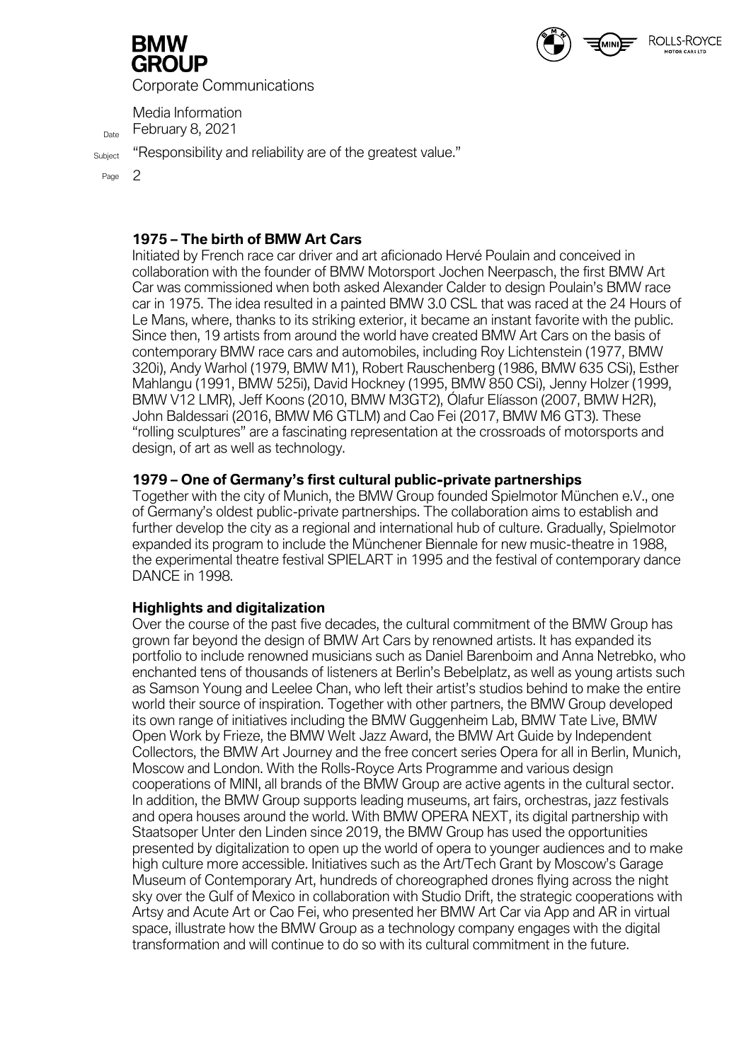### 1975 – The birth of BMW Art Cars

Initiated by French race car driver and art aficionado Hervé Poulain and conceived in collaboration with the founder of BMW Motorsport Jochen Neerpasch, the first BMW Art Car was commissioned when both asked Alexander Calder to design Poulain's BMW race car in 1975. The idea resulted in a painted BMW 3.0 CSL that was raced at the 24 Hours of Le Mans, where, thanks to its striking exterior, it became an instant favorite with the public. Since then, 19 artists from around the world have created BMW Art Cars on the basis of contemporary BMW race cars and automobiles, including Roy Lichtenstein (1977, BMW 320i), Andy Warhol (1979, BMW M1), Robert Rauschenberg (1986, BMW 635 CSi), Esther Mahlangu (1991, BMW 525i), David Hockney (1995, BMW 850 CSi), Jenny Holzer (1999, BMW V12 LMR), Jeff Koons (2010, BMW M3GT2), Ólafur Elíasson (2007, BMW H2R), John Baldessari (2016, BMW M6 GTLM) and Cao Fei (2017, BMW M6 GT3). These "rolling sculptures" are a fascinating representation at the crossroads of motorsports and design, of art as well as technology.

### 1979 – One of Germany's first cultural public-private partnerships

Together with the city of Munich, the BMW Group founded Spielmotor München e.V., one of Germany's oldest public-private partnerships. The collaboration aims to establish and further develop the city as a regional and international hub of culture. Gradually, Spielmotor expanded its program to include the Münchener Biennale for new music-theatre in 1988, the experimental theatre festival SPIELART in 1995 and the festival of contemporary dance DANCE in 1998.

### Highlights and digitalization

Over the course of the past five decades, the cultural commitment of the BMW Group has grown far beyond the design of BMW Art Cars by renowned artists. It has expanded its portfolio to include renowned musicians such as Daniel Barenboim and Anna Netrebko, who enchanted tens of thousands of listeners at Berlin's Bebelplatz, as well as young artists such as Samson Young and Leelee Chan, who left their artist's studios behind to make the entire world their source of inspiration. Together with other partners, the BMW Group developed its own range of initiatives including the BMW Guggenheim Lab, BMW Tate Live, BMW Open Work by Frieze, the BMW Welt Jazz Award, the BMW Art Guide by Independent Collectors, the BMW Art Journey and the free concert series Opera for all in Berlin, Munich, Moscow and London. With the Rolls-Royce Arts Programme and various design cooperations of MINI, all brands of the BMW Group are active agents in the cultural sector. In addition, the BMW Group supports leading museums, art fairs, orchestras, jazz festivals and opera houses around the world. With BMW OPERA NEXT, its digital partnership with Staatsoper Unter den Linden since 2019, the BMW Group has used the opportunities presented by digitalization to open up the world of opera to younger audiences and to make high culture more accessible. Initiatives such as the Art/Tech Grant by Moscow's Garage Museum of Contemporary Art, hundreds of choreographed drones flying across the night sky over the Gulf of Mexico in collaboration with Studio Drift, the strategic cooperations with Artsy and Acute Art or Cao Fei, who presented her BMW Art Car via App and AR in virtual space, illustrate how the BMW Group as a technology company engages with the digital transformation and will continue to do so with its cultural commitment in the future.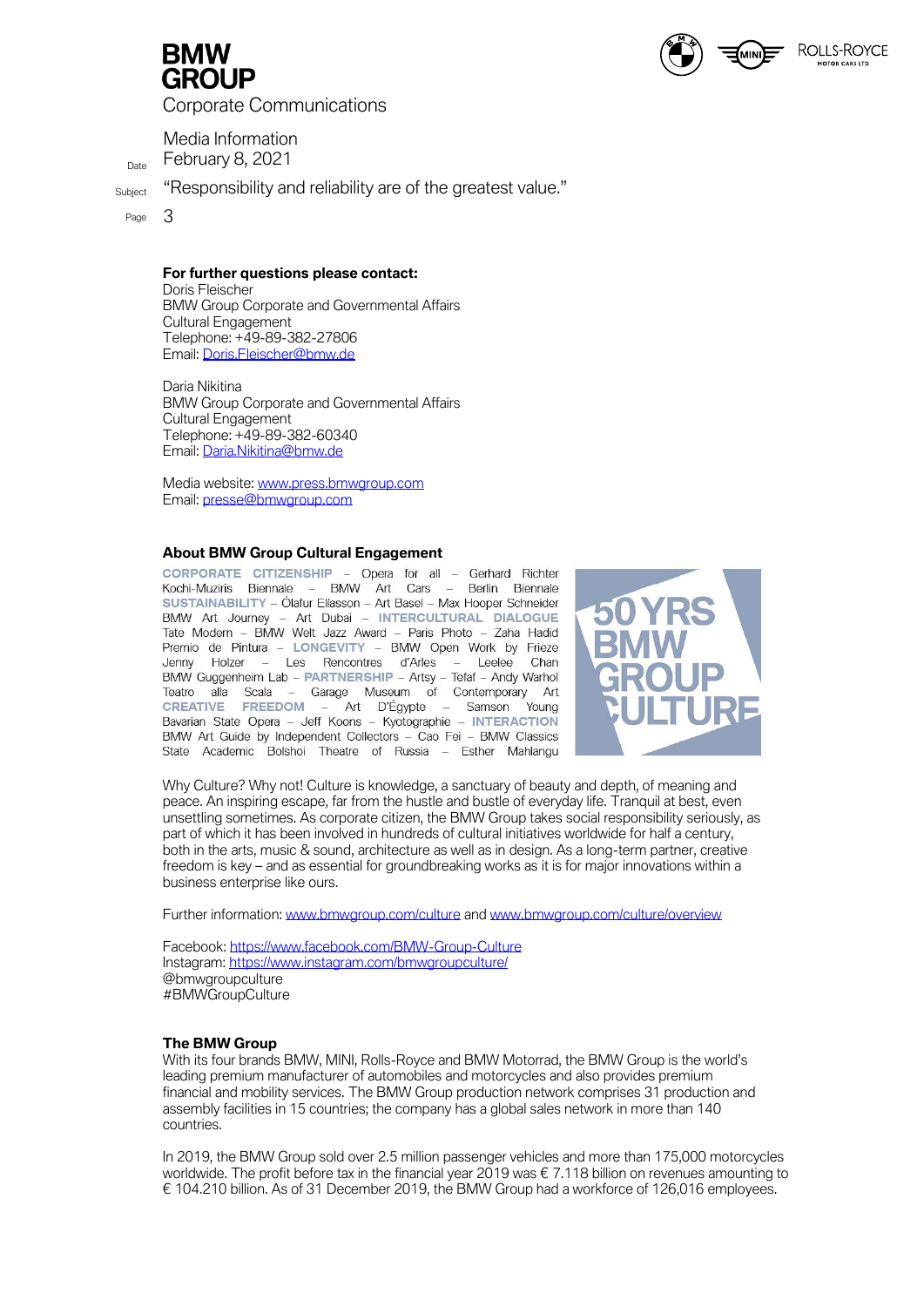**For further questions please contact:**
Doris Fleischer
BMW Group Corporate and Governmental Affairs
Cultural Engagement
Telephone: +49-89-382-27806
Email: Doris.Fleischer@bmw.de

Daria Nikitina
BMW Group Corporate and Governmental Affairs
Cultural Engagement
Telephone: +49-89-382-60340
Email: Daria.Nikitina@bmw.de

Media website: www.press.bmwgroup.com
Email: presse@bmwgroup.com

## About BMW Group Cultural Engagement

**CORPORATE CITIZENSHIP** – Opera for all – Gerhard Richter Kochi-Muziris Biennale – BMW Art Cars – Berlin Biennale **SUSTAINABILITY** – Ólafur Elíasson – Art Basel – Max Hooper Schneider BMW Art Journey – Art Dubai – **INTERCULTURAL DIALOGUE** Tate Modern – BMW Welt Jazz Award – Paris Photo – Zaha Hadid Premio de Pintura – **LONGEVITY** – BMW Open Work by Frieze Jenny Holzer – Les Rencontres d'Arles – Leelee Chan BMW Guggenheim Lab – **PARTNERSHIP** – Artsy – Tefaf – Andy Warhol Teatro alla Scala – Garage Museum of Contemporary Art **CREATIVE FREEDOM** – Art D'Égypte – Samson Young Bavarian State Opera – Jeff Koons – Kyotographie – **INTERACTION** BMW Art Guide by Independent Collectors – Cao Fei – BMW Classics State Academic Bolshoi Theatre of Russia – Esther Mahlangu

50 YRS BMW GROUP CULTURE

Why Culture? Why not! Culture is knowledge, a sanctuary of beauty and depth, of meaning and peace. An inspiring escape, far from the hustle and bustle of everyday life. Tranquil at best, even unsettling sometimes. As corporate citizen, the BMW Group takes social responsibility seriously, as part of which it has been involved in hundreds of cultural initiatives worldwide for half a century, both in the arts, music & sound, architecture as well as in design. As a long-term partner, creative freedom is key – and as essential for groundbreaking works as it is for major innovations within a business enterprise like ours.

Further information: www.bmwgroup.com/culture and www.bmwgroup.com/culture/overview

Facebook: https://www.facebook.com/BMW-Group-Culture
Instagram: https://www.instagram.com/bmwgroupculture/
@bmwgroupculture
#BMWGroupCulture

## The BMW Group

With its four brands BMW, MINI, Rolls-Royce and BMW Motorrad, the BMW Group is the world's leading premium manufacturer of automobiles and motorcycles and also provides premium financial and mobility services. The BMW Group production network comprises 31 production and assembly facilities in 15 countries; the company has a global sales network in more than 140 countries.

In 2019, the BMW Group sold over 2.5 million passenger vehicles and more than 175,000 motorcycles worldwide. The profit before tax in the financial year 2019 was € 7.118 billion on revenues amounting to € 104.210 billion. As of 31 December 2019, the BMW Group had a workforce of 126,016 employees.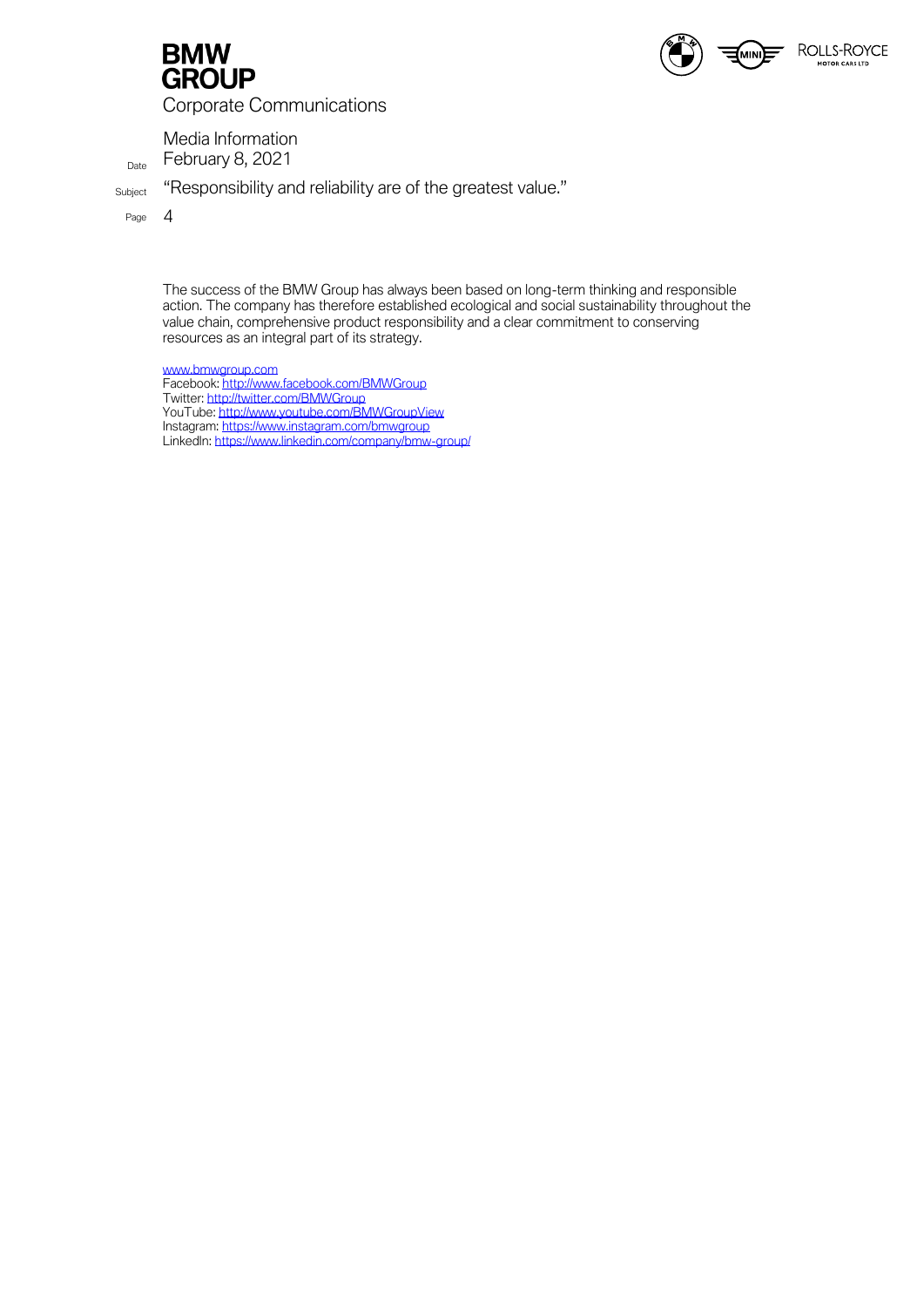The success of the BMW Group has always been based on long-term thinking and responsible action. The company has therefore established ecological and social sustainability throughout the value chain, comprehensive product responsibility and a clear commitment to conserving resources as an integral part of its strategy.

www.bmwgroup.com
Facebook: http://www.facebook.com/BMWGroup
Twitter: http://twitter.com/BMWGroup
YouTube: http://www.youtube.com/BMWGroupView
Instagram: https://www.instagram.com/bmwgroup
LinkedIn: https://www.linkedin.com/company/bmw-group/